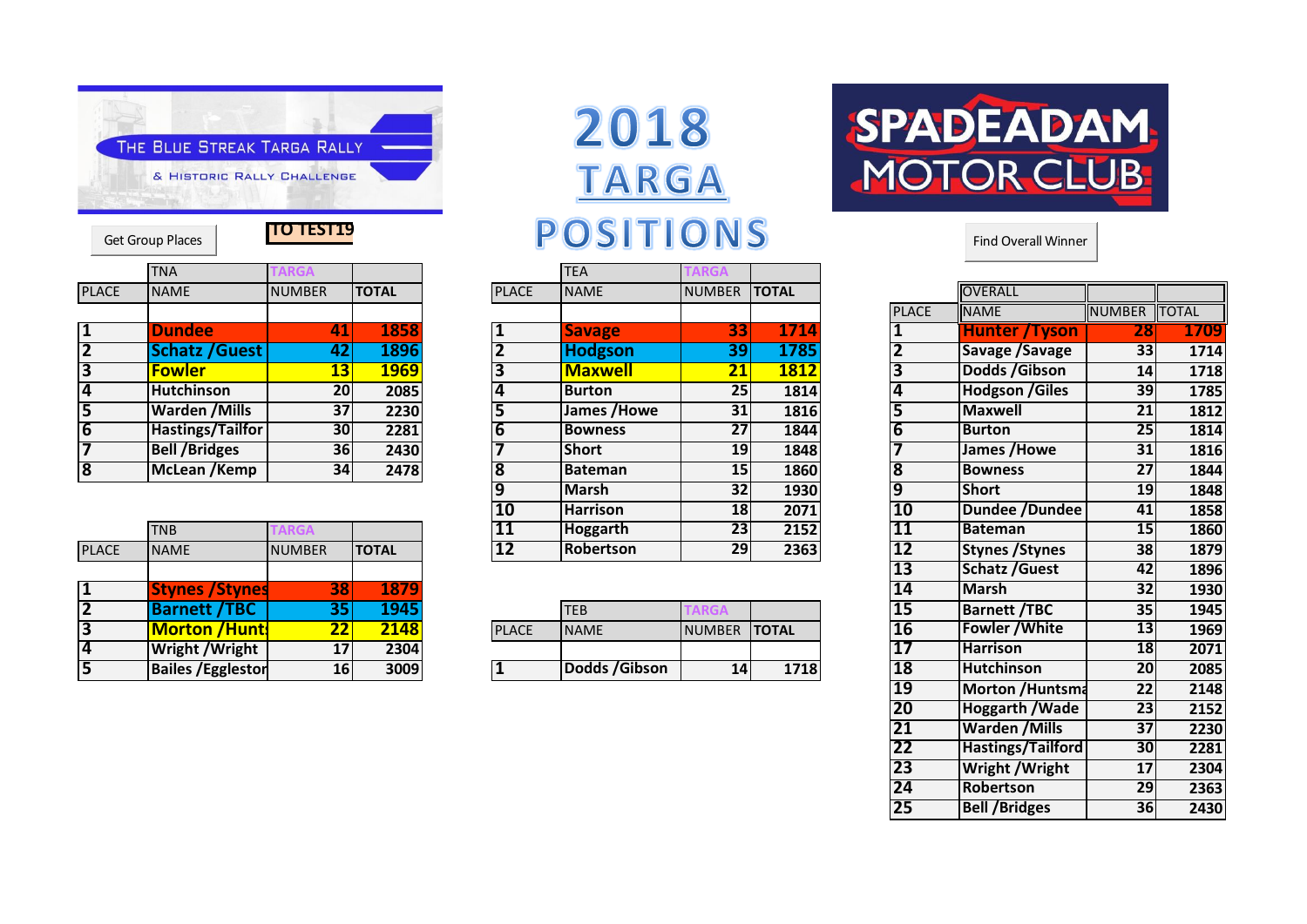THE BLUE STREAK TARGA RALLY & HISTORIC RALLY CHALLENGE

# 2018 TARGA POSITIONS

SPADEADAM MOTOR CLUB

Get Group Places

TO TEST19

Find Overall Winner

| | TNA | TARGA | |
|---|---|---|---|
| PLACE | NAME | NUMBER | TOTAL |
| 1 | Dundee | 41 | 1858 |
| 2 | Schatz /Guest | 42 | 1896 |
| 3 | Fowler | 13 | 1969 |
| 4 | Hutchinson | 20 | 2085 |
| 5 | Warden /Mills | 37 | 2230 |
| 6 | Hastings/Tailfor | 30 | 2281 |
| 7 | Bell /Bridges | 36 | 2430 |
| 8 | McLean /Kemp | 34 | 2478 |

| | TNB | TARGA | |
|---|---|---|---|
| PLACE | NAME | NUMBER | TOTAL |
| 1 | Stynes /Stynes | 38 | 1879 |
| 2 | Barnett /TBC | 35 | 1945 |
| 3 | Morton /Hunt | 22 | 2148 |
| 4 | Wright /Wright | 17 | 2304 |
| 5 | Bailes /Egglestor | 16 | 3009 |

| | TEA | TARGA | |
|---|---|---|---|
| PLACE | NAME | NUMBER | TOTAL |
| 1 | Savage | 33 | 1714 |
| 2 | Hodgson | 39 | 1785 |
| 3 | Maxwell | 21 | 1812 |
| 4 | Burton | 25 | 1814 |
| 5 | James /Howe | 31 | 1816 |
| 6 | Bowness | 27 | 1844 |
| 7 | Short | 19 | 1848 |
| 8 | Bateman | 15 | 1860 |
| 9 | Marsh | 32 | 1930 |
| 10 | Harrison | 18 | 2071 |
| 11 | Hoggarth | 23 | 2152 |
| 12 | Robertson | 29 | 2363 |

| | TEB | TARGA | |
|---|---|---|---|
| PLACE | NAME | NUMBER | TOTAL |
| 1 | Dodds /Gibson | 14 | 1718 |

| | OVERALL | | |
|---|---|---|---|
| PLACE | NAME | NUMBER | TOTAL |
| 1 | Hunter /Tyson | 28 | 1709 |
| 2 | Savage /Savage | 33 | 1714 |
| 3 | Dodds /Gibson | 14 | 1718 |
| 4 | Hodgson /Giles | 39 | 1785 |
| 5 | Maxwell | 21 | 1812 |
| 6 | Burton | 25 | 1814 |
| 7 | James /Howe | 31 | 1816 |
| 8 | Bowness | 27 | 1844 |
| 9 | Short | 19 | 1848 |
| 10 | Dundee /Dundee | 41 | 1858 |
| 11 | Bateman | 15 | 1860 |
| 12 | Stynes /Stynes | 38 | 1879 |
| 13 | Schatz /Guest | 42 | 1896 |
| 14 | Marsh | 32 | 1930 |
| 15 | Barnett /TBC | 35 | 1945 |
| 16 | Fowler /White | 13 | 1969 |
| 17 | Harrison | 18 | 2071 |
| 18 | Hutchinson | 20 | 2085 |
| 19 | Morton /Huntsma | 22 | 2148 |
| 20 | Hoggarth /Wade | 23 | 2152 |
| 21 | Warden /Mills | 37 | 2230 |
| 22 | Hastings/Tailford | 30 | 2281 |
| 23 | Wright /Wright | 17 | 2304 |
| 24 | Robertson | 29 | 2363 |
| 25 | Bell /Bridges | 36 | 2430 |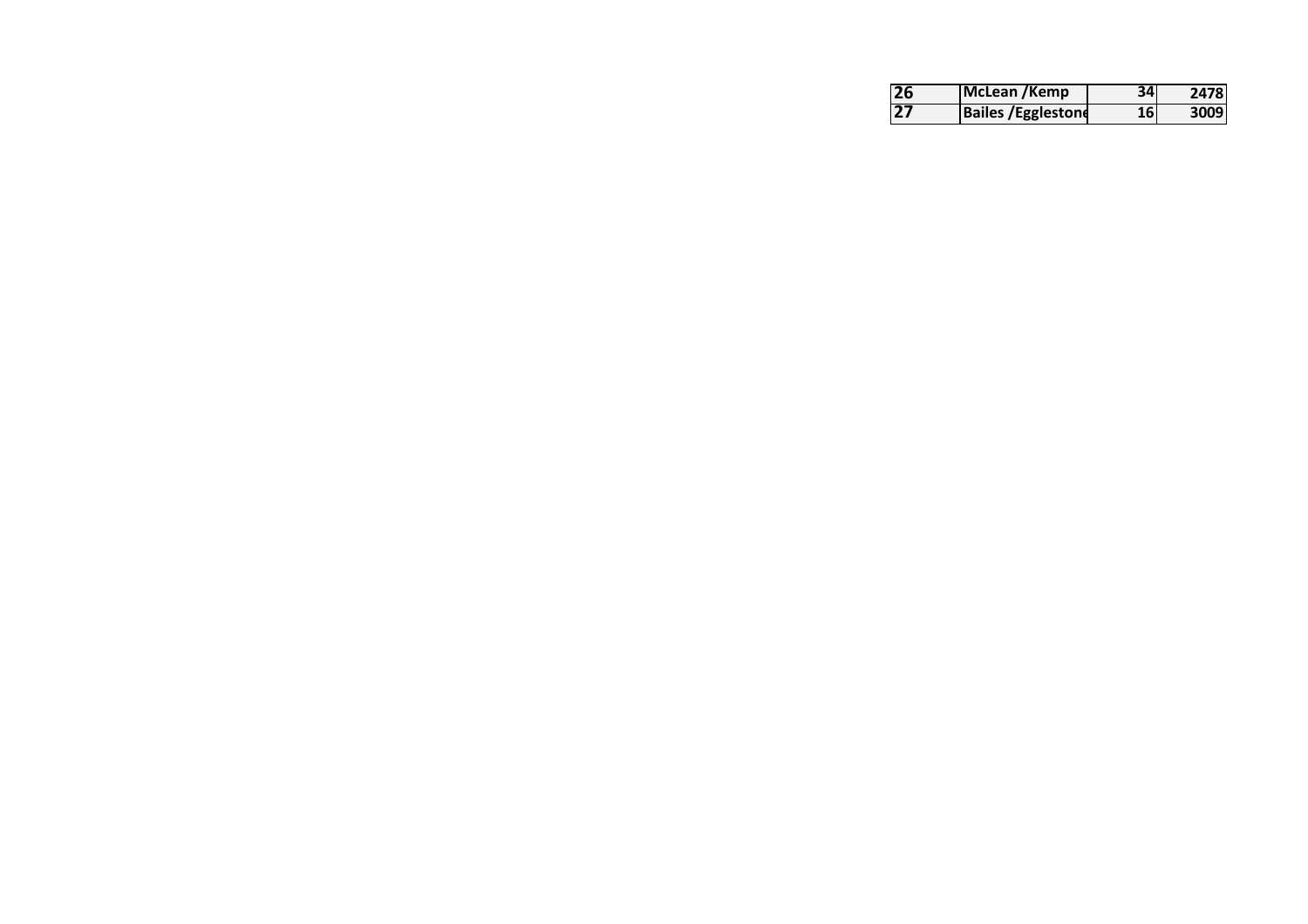| | | | |
|---|---|---|---|
| 26 | McLean /Kemp | 34 | 2478 |
| 27 | Bailes /Egglestone | 16 | 3009 |